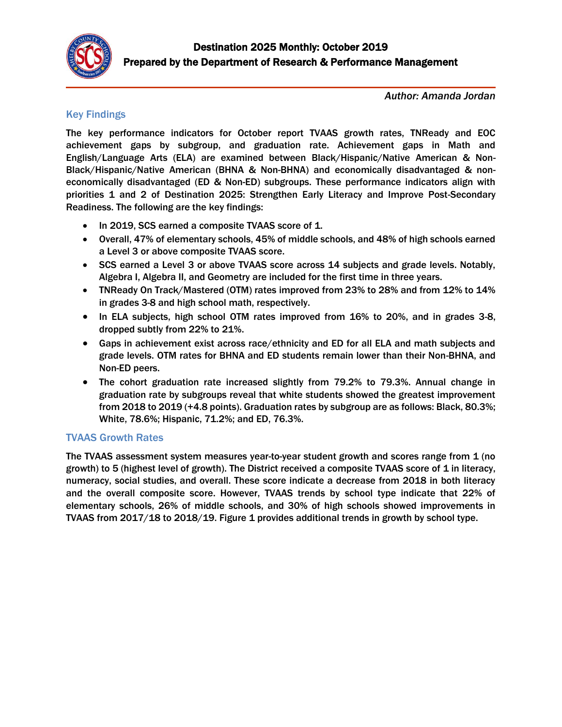# Destination 2025 Monthly: October 2019
## Prepared by the Department of Research & Performance Management

*Author: Amanda Jordan*

## Key Findings

The key performance indicators for October report TVAAS growth rates, TNReady and EOC achievement gaps by subgroup, and graduation rate. Achievement gaps in Math and English/Language Arts (ELA) are examined between Black/Hispanic/Native American & Non-Black/Hispanic/Native American (BHNA & Non-BHNA) and economically disadvantaged & non-economically disadvantaged (ED & Non-ED) subgroups. These performance indicators align with priorities 1 and 2 of Destination 2025: Strengthen Early Literacy and Improve Post-Secondary Readiness. The following are the key findings:

- In 2019, SCS earned a composite TVAAS score of 1.
- Overall, 47% of elementary schools, 45% of middle schools, and 48% of high schools earned a Level 3 or above composite TVAAS score.
- SCS earned a Level 3 or above TVAAS score across 14 subjects and grade levels. Notably, Algebra I, Algebra II, and Geometry are included for the first time in three years.
- TNReady On Track/Mastered (OTM) rates improved from 23% to 28% and from 12% to 14% in grades 3-8 and high school math, respectively.
- In ELA subjects, high school OTM rates improved from 16% to 20%, and in grades 3-8, dropped subtly from 22% to 21%.
- Gaps in achievement exist across race/ethnicity and ED for all ELA and math subjects and grade levels. OTM rates for BHNA and ED students remain lower than their Non-BHNA, and Non-ED peers.
- The cohort graduation rate increased slightly from 79.2% to 79.3%. Annual change in graduation rate by subgroups reveal that white students showed the greatest improvement from 2018 to 2019 (+4.8 points). Graduation rates by subgroup are as follows: Black, 80.3%; White, 78.6%; Hispanic, 71.2%; and ED, 76.3%.

## TVAAS Growth Rates

The TVAAS assessment system measures year-to-year student growth and scores range from 1 (no growth) to 5 (highest level of growth). The District received a composite TVAAS score of 1 in literacy, numeracy, social studies, and overall. These score indicate a decrease from 2018 in both literacy and the overall composite score. However, TVAAS trends by school type indicate that 22% of elementary schools, 26% of middle schools, and 30% of high schools showed improvements in TVAAS from 2017/18 to 2018/19. Figure 1 provides additional trends in growth by school type.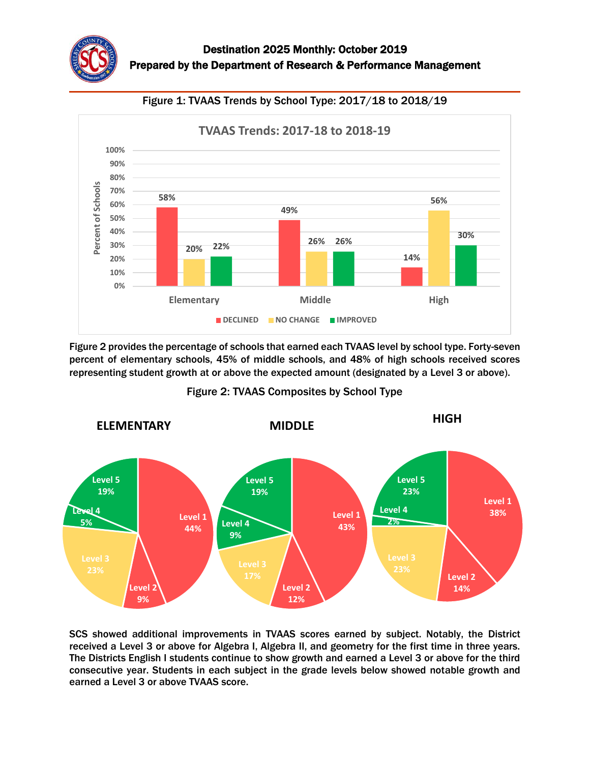# Destination 2025 Monthly: October 2019

## Prepared by the Department of Research & Performance Management

Figure 1: TVAAS Trends by School Type: 2017/18 to 2018/19

**TVAAS Trends: 2017-18 to 2018-19**

| School Type | DECLINED | NO CHANGE | IMPROVED |
|---|---|---|---|
| Elementary | 58% | 20% | 22% |
| Middle | 49% | 26% | 26% |
| High | 14% | 56% | 30% |

Figure 2 provides the percentage of schools that earned each TVAAS level by school type. Forty-seven percent of elementary schools, 45% of middle schools, and 48% of high schools received scores representing student growth at or above the expected amount (designated by a Level 3 or above).

Figure 2: TVAAS Composites by School Type

| Level | ELEMENTARY | MIDDLE | HIGH |
|---|---|---|---|
| Level 1 | 44% | 43% | 38% |
| Level 2 | 9% | 12% | 14% |
| Level 3 | 23% | 17% | 23% |
| Level 4 | 5% | 9% | 2% |
| Level 5 | 19% | 19% | 23% |

SCS showed additional improvements in TVAAS scores earned by subject. Notably, the District received a Level 3 or above for Algebra I, Algebra II, and geometry for the first time in three years. The Districts English I students continue to show growth and earned a Level 3 or above for the third consecutive year. Students in each subject in the grade levels below showed notable growth and earned a Level 3 or above TVAAS score.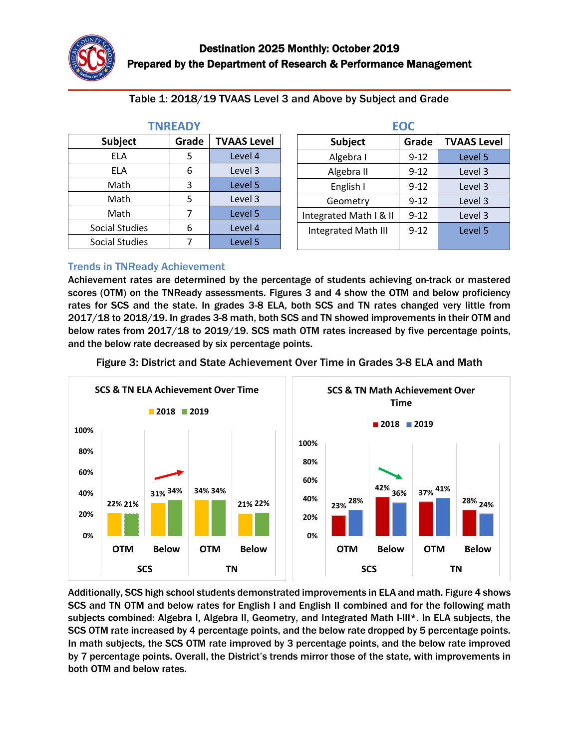## Destination 2025 Monthly: October 2019
## Prepared by the Department of Research & Performance Management

Table 1: 2018/19 TVAAS Level 3 and Above by Subject and Grade

**TNREADY**

| Subject | Grade | TVAAS Level |
|---|---|---|
| ELA | 5 | Level 4 |
| ELA | 6 | Level 3 |
| Math | 3 | Level 5 |
| Math | 5 | Level 3 |
| Math | 7 | Level 5 |
| Social Studies | 6 | Level 4 |
| Social Studies | 7 | Level 5 |

**EOC**

| Subject | Grade | TVAAS Level |
|---|---|---|
| Algebra I | 9-12 | Level 5 |
| Algebra II | 9-12 | Level 3 |
| English I | 9-12 | Level 3 |
| Geometry | 9-12 | Level 3 |
| Integrated Math I & II | 9-12 | Level 3 |
| Integrated Math III | 9-12 | Level 5 |

### Trends in TNReady Achievement

Achievement rates are determined by the percentage of students achieving on-track or mastered scores (OTM) on the TNReady assessments. Figures 3 and 4 show the OTM and below proficiency rates for SCS and the state. In grades 3-8 ELA, both SCS and TN rates changed very little from 2017/18 to 2018/19. In grades 3-8 math, both SCS and TN showed improvements in their OTM and below rates from 2017/18 to 2019/19. SCS math OTM rates increased by five percentage points, and the below rate decreased by six percentage points.

Figure 3: District and State Achievement Over Time in Grades 3-8 ELA and Math

**SCS & TN ELA Achievement Over Time**

| | | 2018 | 2019 |
|---|---|---|---|
| SCS | OTM | 22% | 21% |
| SCS | Below | 31% | 34% |
| TN | OTM | 34% | 34% |
| TN | Below | 21% | 22% |

**SCS & TN Math Achievement Over Time**

| | | 2018 | 2019 |
|---|---|---|---|
| SCS | OTM | 23% | 28% |
| SCS | Below | 42% | 36% |
| TN | OTM | 37% | 41% |
| TN | Below | 28% | 24% |

Additionally, SCS high school students demonstrated improvements in ELA and math. Figure 4 shows SCS and TN OTM and below rates for English I and English II combined and for the following math subjects combined: Algebra I, Algebra II, Geometry, and Integrated Math I-III*. In ELA subjects, the SCS OTM rate increased by 4 percentage points, and the below rate dropped by 5 percentage points. In math subjects, the SCS OTM rate improved by 3 percentage points, and the below rate improved by 7 percentage points. Overall, the District's trends mirror those of the state, with improvements in both OTM and below rates.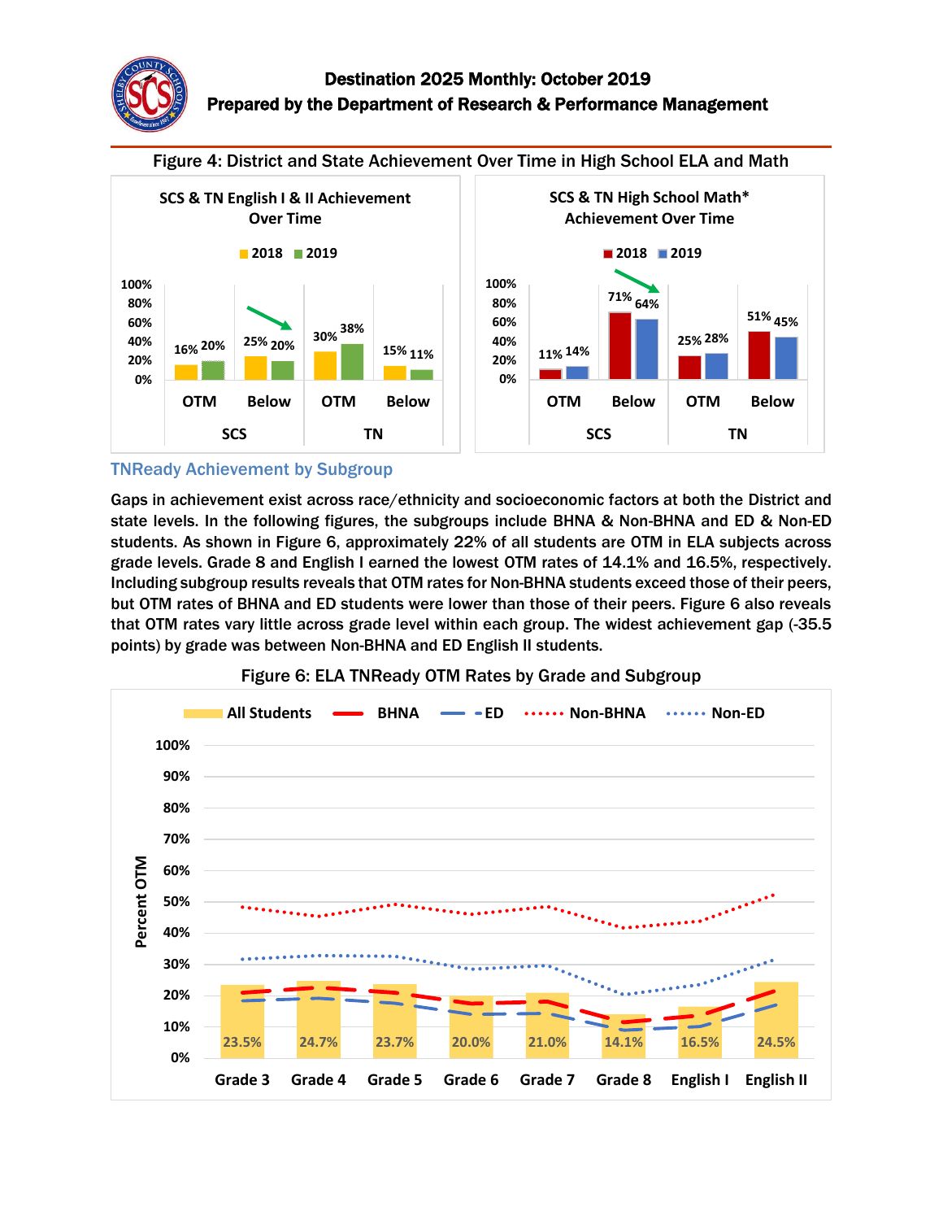Figure 4: District and State Achievement Over Time in High School ELA and Math

**SCS & TN English I & II Achievement Over Time**

| | | 2018 | 2019 |
|---|---|---|---|
| SCS | OTM | 16% | 20% |
| SCS | Below | 25% | 20% |
| TN | OTM | 30% | 38% |
| TN | Below | 15% | 11% |

**SCS & TN High School Math* Achievement Over Time**

| | | 2018 | 2019 |
|---|---|---|---|
| SCS | OTM | 11% | 14% |
| SCS | Below | 71% | 64% |
| TN | OTM | 25% | 28% |
| TN | Below | 51% | 45% |

## TNReady Achievement by Subgroup

**Gaps in achievement exist across race/ethnicity and socioeconomic factors at both the District and state levels. In the following figures, the subgroups include BHNA & Non-BHNA and ED & Non-ED students. As shown in Figure 6, approximately 22% of all students are OTM in ELA subjects across grade levels. Grade 8 and English I earned the lowest OTM rates of 14.1% and 16.5%, respectively. Including subgroup results reveals that OTM rates for Non-BHNA students exceed those of their peers, but OTM rates of BHNA and ED students were lower than those of their peers. Figure 6 also reveals that OTM rates vary little across grade level within each group. The widest achievement gap (-35.5 points) by grade was between Non-BHNA and ED English II students.**

Figure 6: ELA TNReady OTM Rates by Grade and Subgroup

| | Grade 3 | Grade 4 | Grade 5 | Grade 6 | Grade 7 | Grade 8 | English I | English II |
|---|---|---|---|---|---|---|---|---|
| All Students | 23.5% | 24.7% | 23.7% | 20.0% | 21.0% | 14.1% | 16.5% | 24.5% |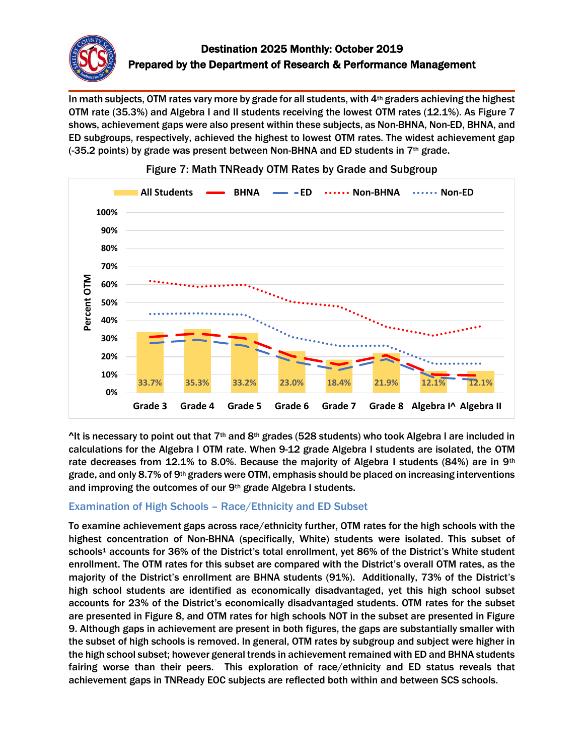In math subjects, OTM rates vary more by grade for all students, with 4th graders achieving the highest OTM rate (35.3%) and Algebra I and II students receiving the lowest OTM rates (12.1%). As Figure 7 shows, achievement gaps were also present within these subjects, as Non-BHNA, Non-ED, BHNA, and ED subgroups, respectively, achieved the highest to lowest OTM rates. The widest achievement gap (-35.2 points) by grade was present between Non-BHNA and ED students in 7th grade.

Figure 7: Math TNReady OTM Rates by Grade and Subgroup

| | Grade 3 | Grade 4 | Grade 5 | Grade 6 | Grade 7 | Grade 8 | Algebra I^ | Algebra II |
|---|---|---|---|---|---|---|---|---|
| All Students | 33.7% | 35.3% | 33.2% | 23.0% | 18.4% | 21.9% | 12.1% | 12.1% |

^It is necessary to point out that 7th and 8th grades (528 students) who took Algebra I are included in calculations for the Algebra I OTM rate. When 9-12 grade Algebra I students are isolated, the OTM rate decreases from 12.1% to 8.0%. Because the majority of Algebra I students (84%) are in 9th grade, and only 8.7% of 9th graders were OTM, emphasis should be placed on increasing interventions and improving the outcomes of our 9th grade Algebra I students.

## Examination of High Schools – Race/Ethnicity and ED Subset

To examine achievement gaps across race/ethnicity further, OTM rates for the high schools with the highest concentration of Non-BHNA (specifically, White) students were isolated. This subset of schools[1] accounts for 36% of the District's total enrollment, yet 86% of the District's White student enrollment. The OTM rates for this subset are compared with the District's overall OTM rates, as the majority of the District's enrollment are BHNA students (91%). Additionally, 73% of the District's high school students are identified as economically disadvantaged, yet this high school subset accounts for 23% of the District's economically disadvantaged students. OTM rates for the subset are presented in Figure 8, and OTM rates for high schools NOT in the subset are presented in Figure 9. Although gaps in achievement are present in both figures, the gaps are substantially smaller with the subset of high schools is removed. In general, OTM rates by subgroup and subject were higher in the high school subset; however general trends in achievement remained with ED and BHNA students fairing worse than their peers. This exploration of race/ethnicity and ED status reveals that achievement gaps in TNReady EOC subjects are reflected both within and between SCS schools.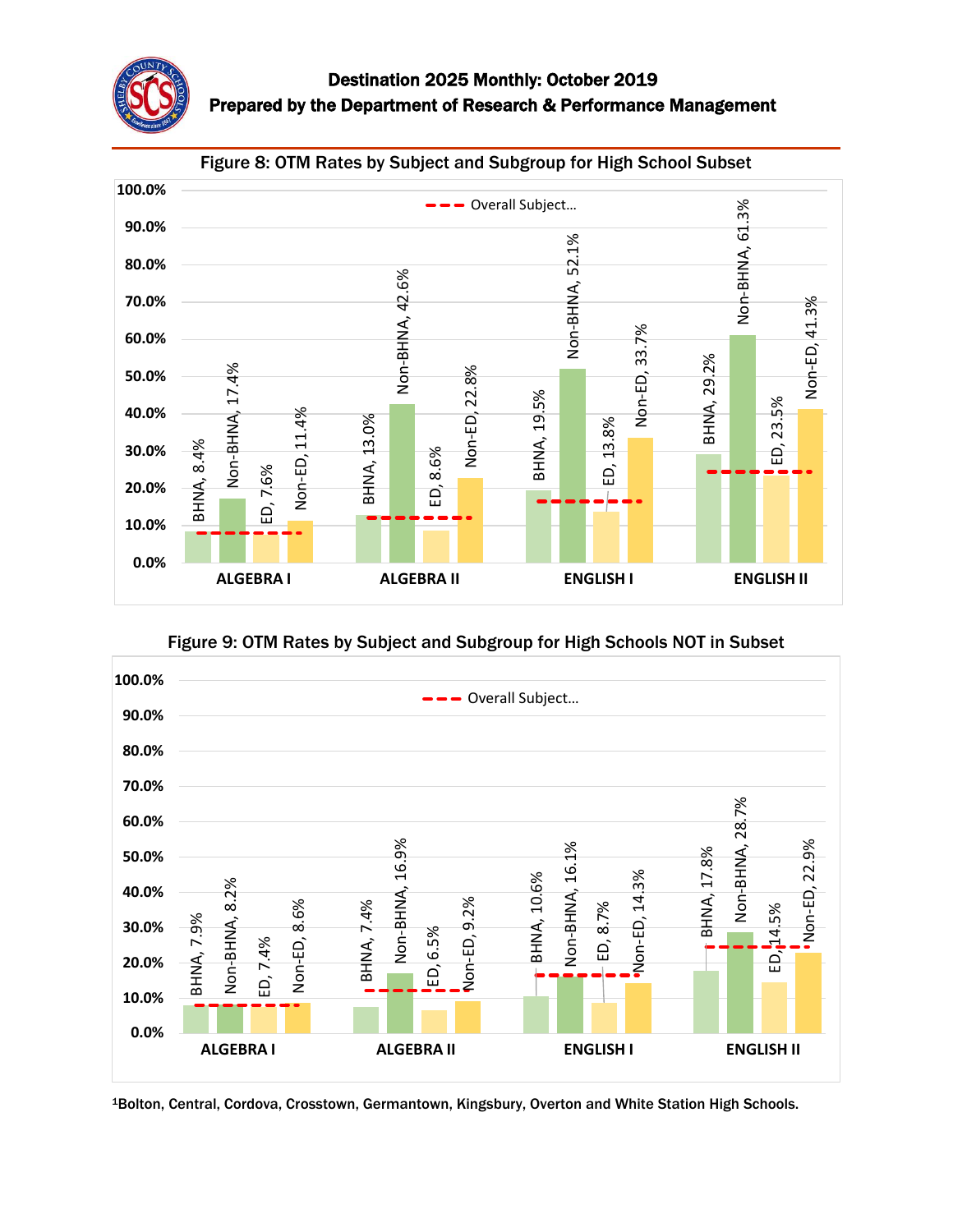# Destination 2025 Monthly: October 2019
## Prepared by the Department of Research & Performance Management

**Figure 8: OTM Rates by Subject and Subgroup for High School Subset**

| Subject | BHNA | Non-BHNA | ED | Non-ED |
|---|---|---|---|---|
| ALGEBRA I | 8.4% | 17.4% | 7.6% | 11.4% |
| ALGEBRA II | 13.0% | 42.6% | 8.6% | 22.8% |
| ENGLISH I | 19.5% | 52.1% | 13.8% | 33.7% |
| ENGLISH II | 29.2% | 61.3% | 23.5% | 41.3% |

**Figure 9: OTM Rates by Subject and Subgroup for High Schools NOT in Subset**

| Subject | BHNA | Non-BHNA | ED | Non-ED |
|---|---|---|---|---|
| ALGEBRA I | 7.9% | 8.2% | 7.4% | 8.6% |
| ALGEBRA II | 7.4% | 16.9% | 6.5% | 9.2% |
| ENGLISH I | 10.6% | 16.1% | 8.7% | 14.3% |
| ENGLISH II | 17.8% | 28.7% | 14.5% | 22.9% |

[1]Bolton, Central, Cordova, Crosstown, Germantown, Kingsbury, Overton and White Station High Schools.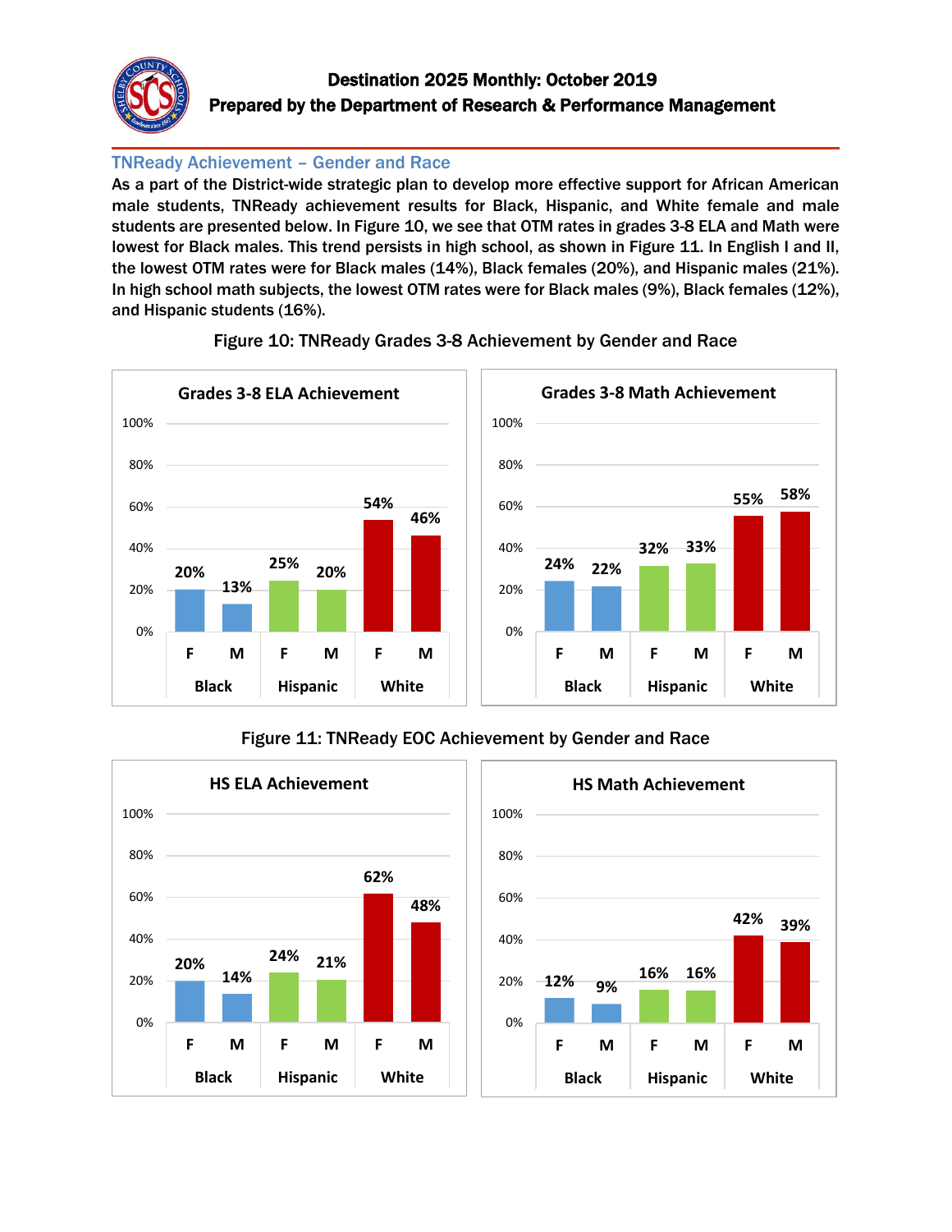# Destination 2025 Monthly: October 2019

## Prepared by the Department of Research & Performance Management

### TNReady Achievement – Gender and Race

As a part of the District-wide strategic plan to develop more effective support for African American male students, TNReady achievement results for Black, Hispanic, and White female and male students are presented below. In Figure 10, we see that OTM rates in grades 3-8 ELA and Math were lowest for Black males. This trend persists in high school, as shown in Figure 11. In English I and II, the lowest OTM rates were for Black males (14%), Black females (20%), and Hispanic males (21%). In high school math subjects, the lowest OTM rates were for Black males (9%), Black females (12%), and Hispanic students (16%).

Figure 10: TNReady Grades 3-8 Achievement by Gender and Race

**Grades 3-8 ELA Achievement**

| | Black F | Black M | Hispanic F | Hispanic M | White F | White M |
|---|---|---|---|---|---|---|
| ELA | 20% | 13% | 25% | 20% | 54% | 46% |

**Grades 3-8 Math Achievement**

| | Black F | Black M | Hispanic F | Hispanic M | White F | White M |
|---|---|---|---|---|---|---|
| Math | 24% | 22% | 32% | 33% | 55% | 58% |

Figure 11: TNReady EOC Achievement by Gender and Race

**HS ELA Achievement**

| | Black F | Black M | Hispanic F | Hispanic M | White F | White M |
|---|---|---|---|---|---|---|
| ELA | 20% | 14% | 24% | 21% | 62% | 48% |

**HS Math Achievement**

| | Black F | Black M | Hispanic F | Hispanic M | White F | White M |
|---|---|---|---|---|---|---|
| Math | 12% | 9% | 16% | 16% | 42% | 39% |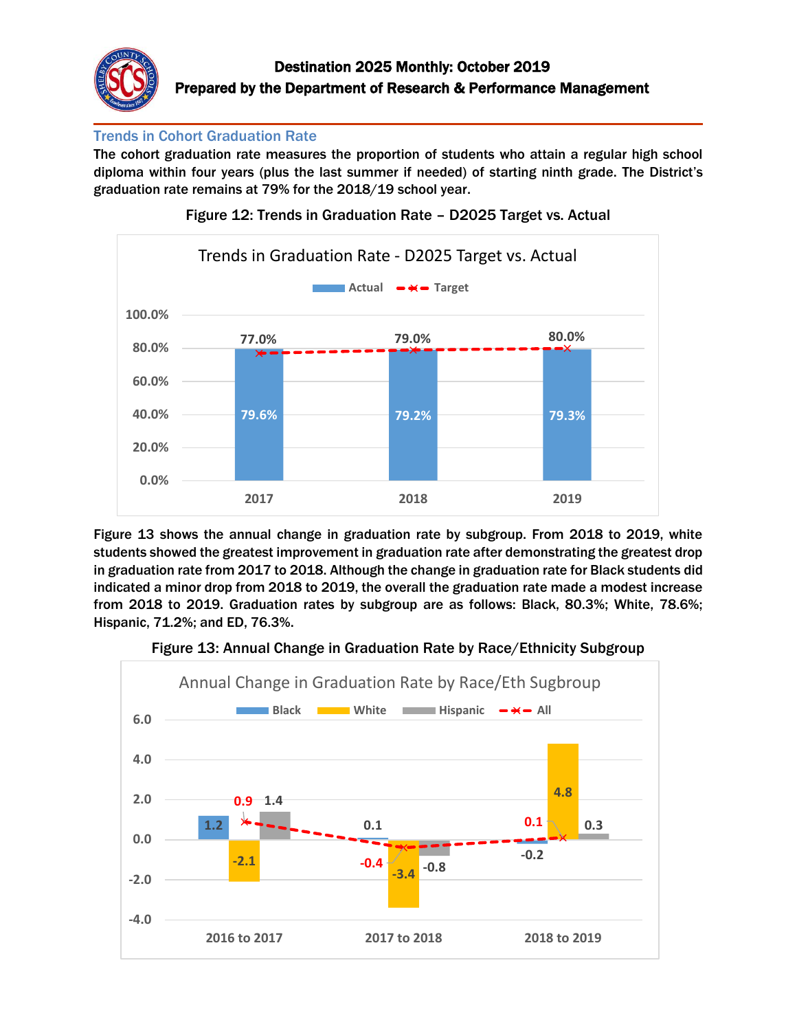**Destination 2025 Monthly: October 2019**
**Prepared by the Department of Research & Performance Management**

## Trends in Cohort Graduation Rate

**The cohort graduation rate measures the proportion of students who attain a regular high school diploma within four years (plus the last summer if needed) of starting ninth grade. The District's graduation rate remains at 79% for the 2018/19 school year.**

**Figure 12: Trends in Graduation Rate – D2025 Target vs. Actual**

Trends in Graduation Rate - D2025 Target vs. Actual

| Year | Actual | Target |
|---|---|---|
| 2017 | 79.6% | 77.0% |
| 2018 | 79.2% | 79.0% |
| 2019 | 79.3% | 80.0% |

**Figure 13 shows the annual change in graduation rate by subgroup. From 2018 to 2019, white students showed the greatest improvement in graduation rate after demonstrating the greatest drop in graduation rate from 2017 to 2018. Although the change in graduation rate for Black students did indicated a minor drop from 2018 to 2019, the overall the graduation rate made a modest increase from 2018 to 2019. Graduation rates by subgroup are as follows: Black, 80.3%; White, 78.6%; Hispanic, 71.2%; and ED, 76.3%.**

**Figure 13: Annual Change in Graduation Rate by Race/Ethnicity Subgroup**

Annual Change in Graduation Rate by Race/Eth Sugbroup

| Period | Black | White | Hispanic | All |
|---|---|---|---|---|
| 2016 to 2017 | 1.2 | -2.1 | 1.4 | 0.9 |
| 2017 to 2018 | 0.1 | -3.4 | -0.8 | -0.4 |
| 2018 to 2019 | -0.2 | 4.8 | 0.3 | 0.1 |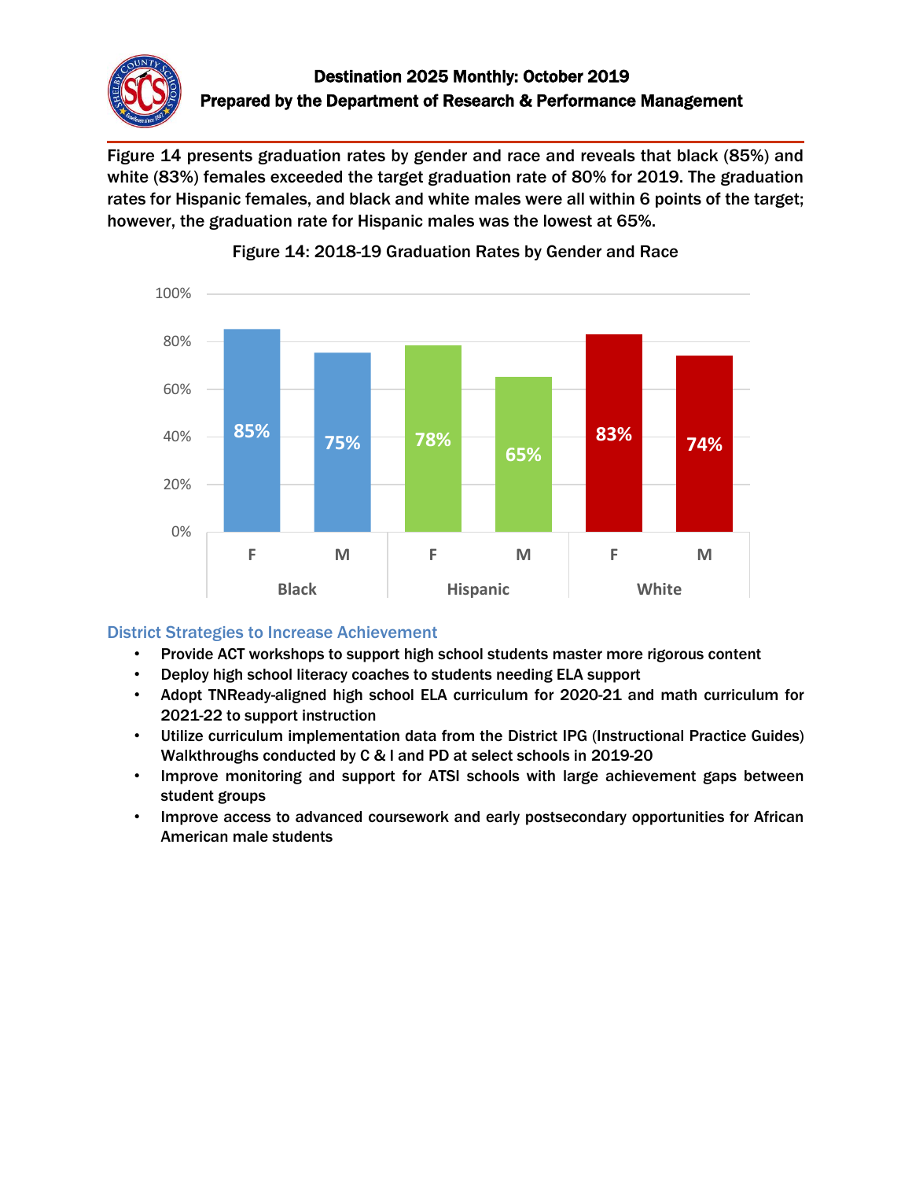Figure 14 presents graduation rates by gender and race and reveals that black (85%) and white (83%) females exceeded the target graduation rate of 80% for 2019. The graduation rates for Hispanic females, and black and white males were all within 6 points of the target; however, the graduation rate for Hispanic males was the lowest at 65%.

Figure 14: 2018-19 Graduation Rates by Gender and Race

100%
80%
60%
40%
20%
0%

85%
75%
78%
65%
83%
74%

F M F M F M

Black Hispanic White

### District Strategies to Increase Achievement

- Provide ACT workshops to support high school students master more rigorous content
- Deploy high school literacy coaches to students needing ELA support
- Adopt TNReady-aligned high school ELA curriculum for 2020-21 and math curriculum for 2021-22 to support instruction
- Utilize curriculum implementation data from the District IPG (Instructional Practice Guides) Walkthroughs conducted by C & I and PD at select schools in 2019-20
- Improve monitoring and support for ATSI schools with large achievement gaps between student groups
- Improve access to advanced coursework and early postsecondary opportunities for African American male students